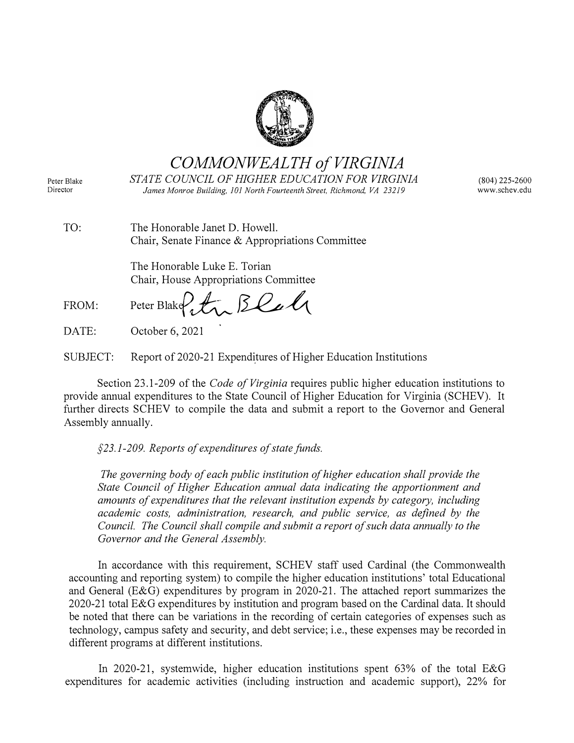# COMMONWEALTH *of* VIRGINIA

*STATE COUNCIL OF HIGHER EDUCATION FOR VIRGINIA*

*James Monroe Building, 101 North Fourteenth Street, Richmond, VA 23219*

Peter Blake
Director

(804) 225-2600
www.schev.edu

TO: The Honorable Janet D. Howell.
Chair, Senate Finance & Appropriations Committee

The Honorable Luke E. Torian
Chair, House Appropriations Committee

FROM: Peter Blake

DATE: October 6, 2021

SUBJECT: Report of 2020-21 Expenditures of Higher Education Institutions

Section 23.1-209 of the *Code of Virginia* requires public higher education institutions to provide annual expenditures to the State Council of Higher Education for Virginia (SCHEV). It further directs SCHEV to compile the data and submit a report to the Governor and General Assembly annually.

*§23.1-209. Reports of expenditures of state funds.*

*The governing body of each public institution of higher education shall provide the State Council of Higher Education annual data indicating the apportionment and amounts of expenditures that the relevant institution expends by category, including academic costs, administration, research, and public service, as defined by the Council. The Council shall compile and submit a report of such data annually to the Governor and the General Assembly.*

In accordance with this requirement, SCHEV staff used Cardinal (the Commonwealth accounting and reporting system) to compile the higher education institutions' total Educational and General (E&G) expenditures by program in 2020-21. The attached report summarizes the 2020-21 total E&G expenditures by institution and program based on the Cardinal data. It should be noted that there can be variations in the recording of certain categories of expenses such as technology, campus safety and security, and debt service; i.e., these expenses may be recorded in different programs at different institutions.

In 2020-21, systemwide, higher education institutions spent 63% of the total E&G expenditures for academic activities (including instruction and academic support), 22% for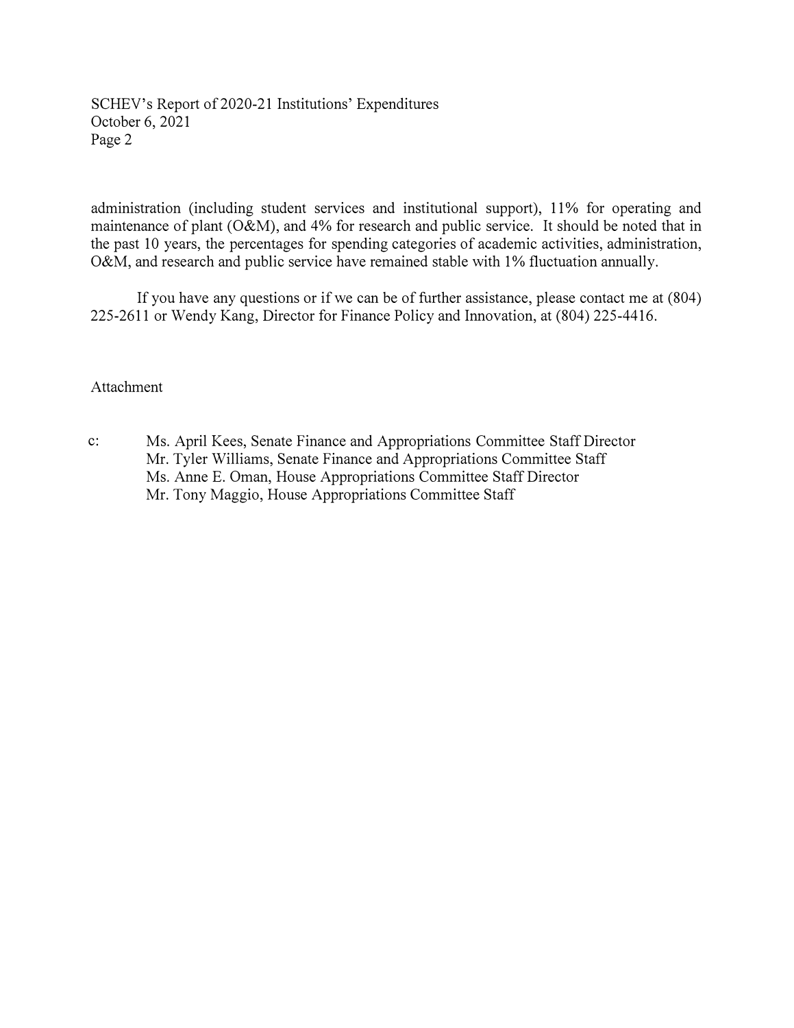administration (including student services and institutional support), 11% for operating and maintenance of plant (O&M), and 4% for research and public service. It should be noted that in the past 10 years, the percentages for spending categories of academic activities, administration, O&M, and research and public service have remained stable with 1% fluctuation annually.

If you have any questions or if we can be of further assistance, please contact me at (804) 225-2611 or Wendy Kang, Director for Finance Policy and Innovation, at (804) 225-4416.

Attachment

c: Ms. April Kees, Senate Finance and Appropriations Committee Staff Director
Mr. Tyler Williams, Senate Finance and Appropriations Committee Staff
Ms. Anne E. Oman, House Appropriations Committee Staff Director
Mr. Tony Maggio, House Appropriations Committee Staff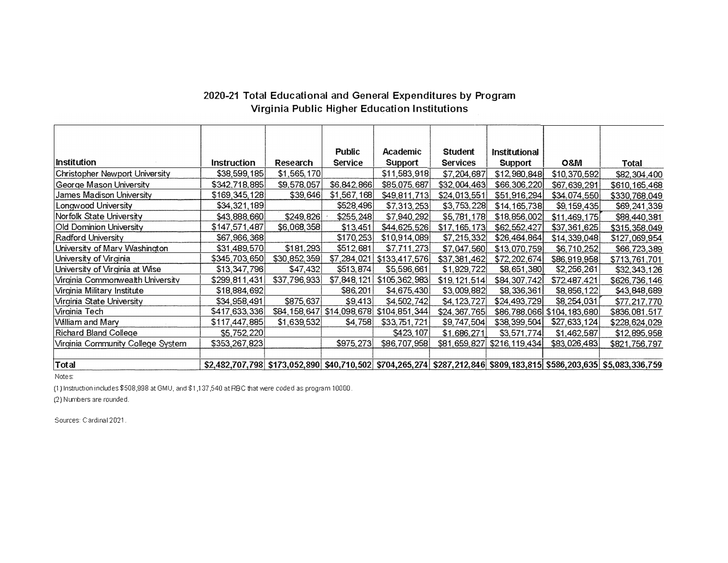## 2020-21 Total Educational and General Expenditures by Program
## Virginia Public Higher Education Institutions

| Institution | Instruction | Research | Public Service | Academic Support | Student Services | Institutional Support | O&M | Total |
|---|---|---|---|---|---|---|---|---|
| Christopher Newport University | $38,599,185 | $1,565,170 | | $11,583,918 | $7,204,687 | $12,980,848 | $10,370,592 | $82,304,400 |
| George Mason University | $342,718,885 | $9,578,057 | $6,842,866 | $85,075,687 | $32,004,463 | $66,306,220 | $67,639,291 | $610,165,468 |
| James Madison University | $169,345,128 | $39,646 | $1,567,168 | $49,811,713 | $24,013,551 | $51,916,294 | $34,074,550 | $330,768,049 |
| Longwood University | $34,321,189 | | $528,496 | $7,313,253 | $3,753,228 | $14,165,738 | $9,159,435 | $69,241,339 |
| Norfolk State University | $43,888,660 | $249,826 | $255,248 | $7,940,292 | $5,781,178 | $18,856,002 | $11,469,175 | $88,440,381 |
| Old Dominion University | $147,571,487 | $6,068,358 | $13,451 | $44,625,526 | $17,165,173 | $62,552,427 | $37,361,625 | $315,358,049 |
| Radford University | $67,966,368 | | $170,253 | $10,914,089 | $7,215,332 | $26,464,864 | $14,339,048 | $127,069,954 |
| University of Mary Washington | $31,489,570 | $181,293 | $512,681 | $7,711,273 | $7,047,560 | $13,070,759 | $6,710,252 | $66,723,389 |
| University of Virginia | $345,703,650 | $30,852,359 | $7,284,021 | $133,417,576 | $37,381,462 | $72,202,674 | $86,919,958 | $713,761,701 |
| University of Virginia at Wise | $13,347,796 | $47,432 | $513,874 | $5,596,661 | $1,929,722 | $8,651,380 | $2,256,261 | $32,343,126 |
| Virginia Commonwealth University | $299,811,431 | $37,796,933 | $7,848,121 | $105,362,983 | $19,121,514 | $84,307,742 | $72,487,421 | $626,736,146 |
| Virginia Military Institute | $18,884,692 | | $86,201 | $4,675,430 | $3,009,882 | $8,336,361 | $8,856,122 | $43,848,689 |
| Virginia State University | $34,958,491 | $875,637 | $9,413 | $4,502,742 | $4,123,727 | $24,493,729 | $8,254,031 | $77,217,770 |
| Virginia Tech | $417,633,336 | $84,158,647 | $14,098,678 | $104,851,344 | $24,367,765 | $86,788,066 | $104,183,680 | $836,081,517 |
| William and Mary | $117,447,885 | $1,639,532 | $4,758 | $33,751,721 | $9,747,504 | $38,399,504 | $27,633,124 | $228,624,029 |
| Richard Bland College | $5,752,220 | | | $423,107 | $1,686,271 | $3,571,774 | $1,462,587 | $12,895,958 |
| Virginia Community College System | $353,267,823 | | $975,273 | $86,707,958 | $81,659,827 | $216,119,434 | $83,026,483 | $821,756,797 |
| | | | | | | | | |
| **Total** | **$2,482,707,798** | **$173,052,890** | **$40,710,502** | **$704,265,274** | **$287,212,846** | **$809,183,815** | **$586,203,635** | **$5,083,336,759** |

Notes:

(1) Instruction includes $508,998 at GMU, and $1,137,540 at RBC that were coded as program 10000.

(2) Numbers are rounded.

Sources: Cardinal 2021.